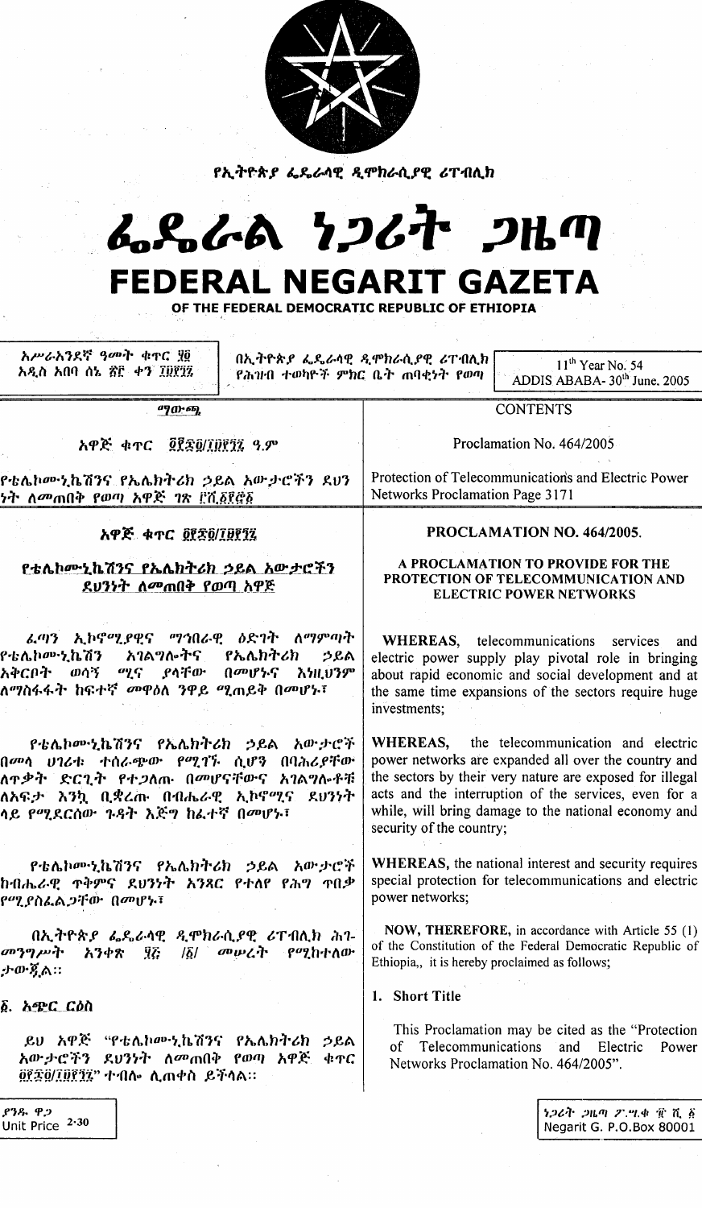የኢትዮጵያ ፌዴራላዊ ዲሞክራሲያዊ ሪፐብሊክ

# ፌዴራል ነጋሪት ጋዜጣ
# FEDERAL NEGARIT GAZETA
OF THE FEDERAL DEMOCRATIC REPUBLIC OF ETHIOPIA

| አሥራአንደኛ ዓመት ቁጥር ፶፬ አዲስ አበባ ሰኔ ፳፫ ቀን ፲፱፻፺፯ | በኢትዮጵያ ፌዴራላዊ ዲሞክራሲያዊ ሪፐብሊክ የሕዝብ ተወካዮች ምክር ቤት ጠባቂነት የወጣ | 11[th] Year No. 54 ADDIS ABABA- 30[th] June, 2005 |
|---|---|---|

| ማውጫ | CONTENTS |
|---|---|
| አዋጅ ቁጥር ፬፻፷፬/፲፱፻፺፯ ዓ.ም | Proclamation No. 464/2005 |
| የቴሌኮሙኒኬሽንና የኤሌክትሪክ ኃይል አውታሮችን ደህንነት ለመጠበቅ የወጣ አዋጅ ገጽ ፫ሺ፩፻፸፩ | Protection of Telecommunications and Electric Power Networks Proclamation Page 3171 |

## አዋጅ ቁጥር ፬፻፷፬/፲፱፻፺፯

### የቴሌኮሙኒኬሽንና የኤሌክትሪክ ኃይል አውታሮችን ደህንነት ለመጠበቅ የወጣ አዋጅ

ፈጣን ኢኮኖሚያዊና ማኅበራዊ ዕድገት ለማምጣት የቴሌኮሙኒኬሽን አገልግሎትና የኤሌክትሪክ ኃይል አቅርቦት ወሳኝ ሚና ያላቸው በመሆኑና እነዚህንም ለማስፋፋት ከፍተኛ መዋዕለ ንዋይ ሚጠይቅ በመሆኑ፤

የቴሌኮሙኒኬሽንና የኤሌክትሪክ ኃይል አውታሮች በመላ ሀገሪቱ ተሰራጭተው የሚገኙ ሲሆን በባሕሪያቸው ለጥቃት ድርጊት የተጋለጡ በመሆናቸውና አገልግሎቶቹ ለአፍታ እንኳ ቢቋረጡ በብሔራዊ ኢኮኖሚና ደህንነት ላይ የሚደርሰው ጉዳት እጅግ ከፍተኛ በመሆኑ፤

የቴሌኮሙኒኬሽንና የኤሌክትሪክ ኃይል አውታሮች ከብሔራዊ ጥቅምና ደህንነት አንጻር የተለየ የሕግ ጥበቃ የሚያስፈልጋቸው በመሆኑ፤

በኢትዮጵያ ፌዴራላዊ ዲሞክራሲያዊ ሪፐብሊክ ሕገ-መንግሥት አንቀጽ ፶፭ /፩/ መሠረት የሚከተለው ታውጇል።

#### ፩. አጭር ርዕስ

ይህ አዋጅ "የቴሌኮሙኒኬሽንና የኤሌክትሪክ ኃይል አውታሮችን ደህንነት ለመጠበቅ የወጣ አዋጅ ቁጥር ፬፻፷፬/፲፱፻፺፯" ተብሎ ሊጠቀስ ይችላል።

## PROCLAMATION NO. 464/2005.

### A PROCLAMATION TO PROVIDE FOR THE PROTECTION OF TELECOMMUNICATION AND ELECTRIC POWER NETWORKS

**WHEREAS**, telecommunications services and electric power supply play pivotal role in bringing about rapid economic and social development and at the same time expansions of the sectors require huge investments;

**WHEREAS**, the telecommunication and electric power networks are expanded all over the country and the sectors by their very nature are exposed for illegal acts and the interruption of the services, even for a while, will bring damage to the national economy and security of the country;

**WHEREAS**, the national interest and security requires special protection for telecommunications and electric power networks;

**NOW, THEREFORE**, in accordance with Article 55 (1) of the Constitution of the Federal Democratic Republic of Ethiopia,, it is hereby proclaimed as follows;

#### 1. Short Title

This Proclamation may be cited as the "Protection of Telecommunications and Electric Power Networks Proclamation No. 464/2005".

ያንዱ ዋጋ Unit Price 2.30

ነጋሪት ጋዜጣ ፖ.ሣ.ቁ ፹ሺ፩ Negarit G. P.O.Box 80001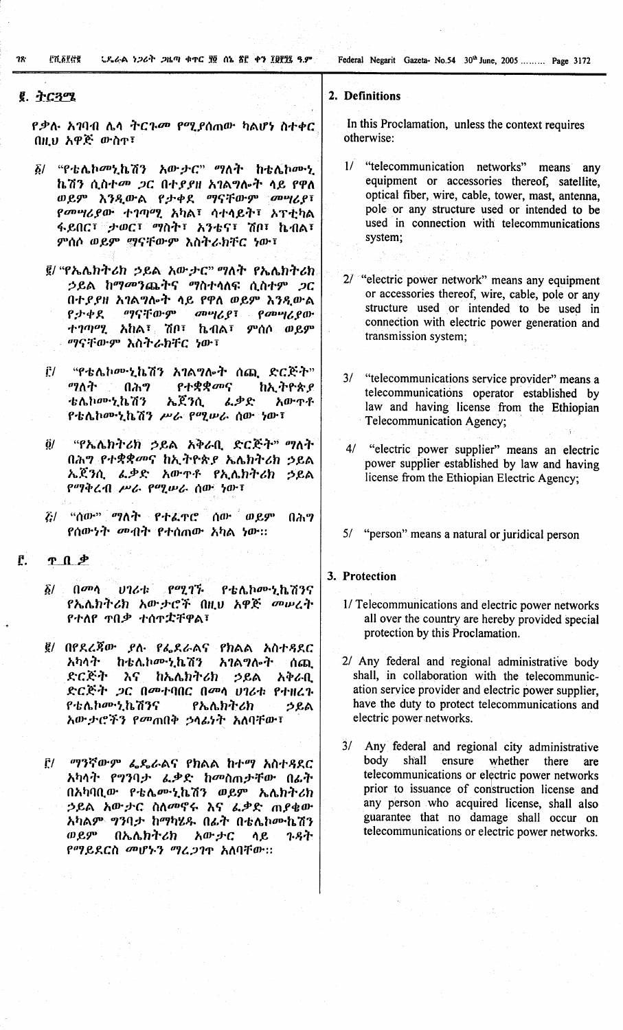## ፪. ትርጓሜ

የቃሉ አገባብ ሌላ ትርጉም የሚያሰጠው ካልሆነ በስተቀር በዚህ አዋጅ ውስጥ፣

፩/ "የቴሌኮሙኒኬሽን አውታር" ማለት ከቴሌኮሙኒኬሽን ሲስተም ጋር በተያያዘ አገልግሎት ላይ የዋለ ወይም እንዲውል የታቀደ ማናቸውም መሣሪያ፣ የመሣሪያው ተገጣጣሚ አካል፣ ሳተላይት፣ ኦፕቲካል ፋይበር፣ ታወር፣ ማስት፣ አንቴና፣ ሽቦ፣ ኬብል፣ ምሰሶ ወይም ማናቸውም አስትራክቸር ነው፣

፪/ "የኤሌክትሪክ ኃይል አውታር" ማለት የኤሌክትሪክ ኃይል ከማመንጨትና ማስተላለፍ ሲስተም ጋር በተያያዘ አገልግሎት ላይ የዋለ ወይም እንዲውል የታቀደ ማናቸውም መሣሪያ፣ የመሣሪያው ተገጣጣሚ አካል፣ ሽቦ፣ ኬብል፣ ምሰሶ ወይም ማናቸውም አስትራክቸር ነው፣

፫/ "የቴሌኮሙኒኬሽን አገልግሎት ሰጪ ድርጅት" ማለት በሕግ የተቋቋመና ከኢትዮጵያ ቴሌኮሙኒኬሽን ኤጀንሲ ፈቃድ አውጥቶ የቴሌኮሙኒኬሽን ሥራ የሚሠራ ሰው ነው፣

፬/ "የኤሌክትሪክ ኃይል አቅራቢ ድርጅት" ማለት በሕግ የተቋቋመና ከኢትዮጵያ ኤሌክትሪክ ኃይል ኤጀንሲ ፈቃድ አውጥቶ የኤሌክትሪክ ኃይል የማቅረብ ሥራ የሚሠራ ሰው ነው፣

፭/ "ሰው" ማለት የተፈጥሮ ሰው ወይም በሕግ የሰውነት መብት የተሰጠው አካል ነው።

## ፫. ጥበቃ

፩/ በመላ ሀገሪቱ የሚገኙ የቴሌኮሙኒኬሽንና የኤሌክትሪክ አውታሮች በዚህ አዋጅ መሠረት የተለየ ጥበቃ ተሰጥቷቸዋል፣

፪/ በየደረጃው ያሉ የፌደራልና የክልል አስተዳደር አካላት ከቴሌኮሙኒኬሽን አገልግሎት ሰጪ ድርጅት እና ከኤሌክትሪክ ኃይል አቅራቢ ድርጅት ጋር በመተባበር በመላ ሀገሪቱ የተዘረጉ የቴሌኮሙኒኬሽንና የኤሌክትሪክ ኃይል አውታሮችን የመጠበቅ ኃላፊነት አለባቸው፣

፫/ ማንኛውም ፌዴራልና የክልል ከተማ አስተዳደር አካላት የግንባታ ፈቃድ ከመስጠታቸው በፊት በአካባቢው የቴሌኮሙኒኬሽን ወይም ኤሌክትሪክ ኃይል አውታር ስለመኖሩ እና ፈቃድ ጠያቂው አካልም ግንባታ ከማካሄዱ በፊት በቴሌኮሙኒኬሽን ወይም በኤሌክትሪክ አውታር ላይ ጉዳት የማይደርስ መሆኑን ማረጋገጥ አለባቸው።

## 2. Definitions

In this Proclamation, unless the context requires otherwise:

1/ "telecommunication networks" means any equipment or accessories thereof, satellite, optical fiber, wire, cable, tower, mast, antenna, pole or any structure used or intended to be used in connection with telecommunications system;

2/ "electric power network" means any equipment or accessories thereof, wire, cable, pole or any structure used or intended to be used in connection with electric power generation and transmission system;

3/ "telecommunications service provider" means a telecommunications operator established by law and having license from the Ethiopian Telecommunication Agency;

4/ "electric power supplier" means an electric power supplier established by law and having license from the Ethiopian Electric Agency;

5/ "person" means a natural or juridical person

## 3. Protection

1/ Telecommunications and electric power networks all over the country are hereby provided special protection by this Proclamation.

2/ Any federal and regional administrative body shall, in collaboration with the telecommunication service provider and electric power supplier, have the duty to protect telecommunications and electric power networks.

3/ Any federal and regional city administrative body shall ensure whether there are telecommunications or electric power networks prior to issuance of construction license and any person who acquired license, shall also guarantee that no damage shall occur on telecommunications or electric power networks.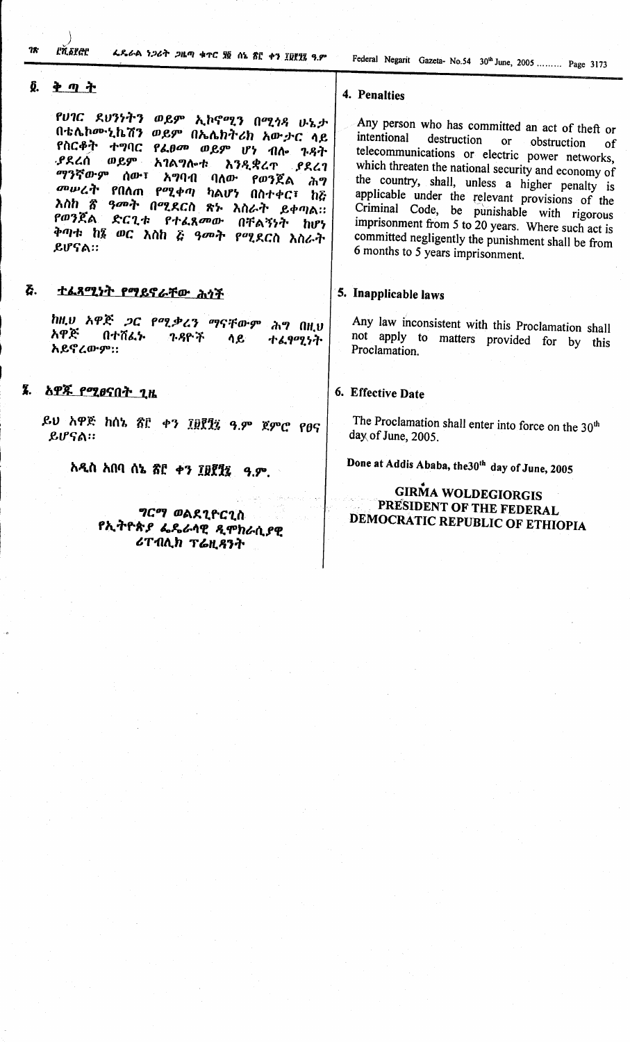## ፬. ቅጣት

የሀገር ደህንነትን ወይም ኢኮኖሚን በሚጎዳ ሁኔታ በቴሌኮሙኒኬሽን ወይም በኤሌክትሪክ አውታር ላይ የስርቆት ተግባር የፈፀመ ወይም ሆን ብሎ ጉዳት ያደረሰ ወይም አገልግሎቱ እንዲቋረጥ ያደረገ ማንኛውም ሰው፣ አግባብ ባለው የወንጀል ሕግ መሠረት የበለጠ የሚቀጣ ካልሆነ በስተቀር፣ ከ፭ እስከ ፳ ዓመት በሚደርስ ጽኑ እስራት ይቀጣል። የወንጀል ድርጊቱ የተፈጸመው በቸልተኝነት ከሆነ ቅጣቱ ከ፮ ወር እስከ ፭ ዓመት የሚደርስ እስራት ይሆናል።

## ፭. ተፈጻሚነት የማይኖራቸው ሕጎች

ከዚህ አዋጅ ጋር የሚቃረን ማናቸውም ሕግ በዚህ አዋጅ በተሸፈኑ ጉዳዮች ላይ ተፈፃሚነት አይኖረውም።

## ፮. አዋጁ የሚፀናበት ጊዜ

ይህ አዋጅ ከሰኔ ፳፫ ቀን ፲፱፻፺፯ ዓ.ም ጀምሮ የፀና ይሆናል።

አዲስ አበባ ሰኔ ፳፫ ቀን ፲፱፻፺፯ ዓ.ም.

ግርማ ወልደጊዮርጊስ
የኢትዮጵያ ፌዴራላዊ ዲሞክራሲያዊ ሪፐብሊክ ፕሬዚዳንት

## 4. Penalties

Any person who has committed an act of theft or intentional destruction or obstruction of telecommunications or electric power networks, which threaten the national security and economy of the country, shall, unless a higher penalty is applicable under the relevant provisions of the Criminal Code, be punishable with rigorous imprisonment from 5 to 20 years. Where such act is committed negligently the punishment shall be from 6 months to 5 years imprisonment.

## 5. Inapplicable laws

Any law inconsistent with this Proclamation shall not apply to matters provided for by this Proclamation.

## 6. Effective Date

The Proclamation shall enter into force on the 30th day of June, 2005.

Done at Addis Ababa, the30th day of June, 2005

**GIRMA WOLDEGIORGIS**
**PRESIDENT OF THE FEDERAL DEMOCRATIC REPUBLIC OF ETHIOPIA**